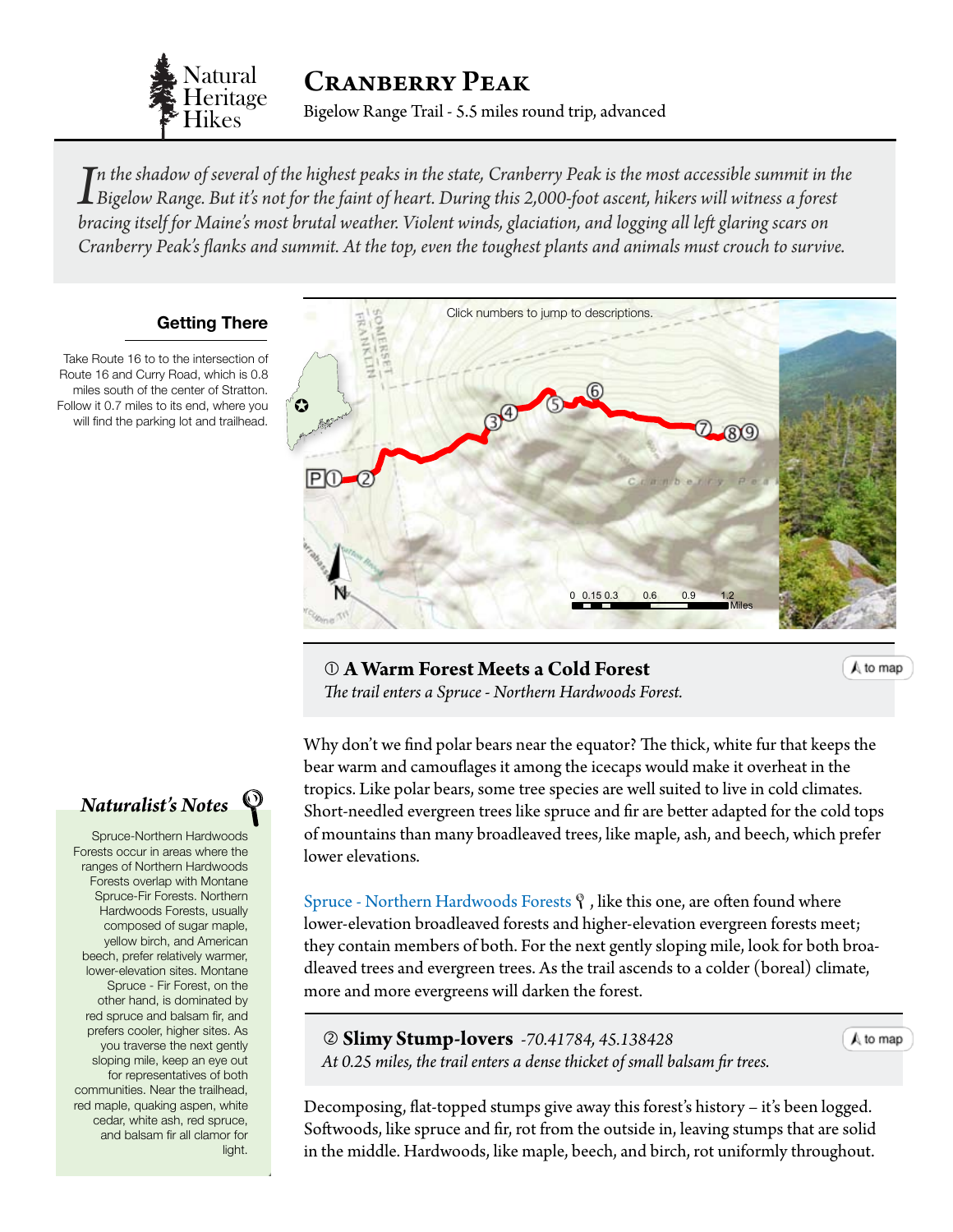# Cranberry Peak

Natural Heritage Hikes

Bigelow Range Trail - 5.5 miles round trip, advanced

*In the shadow of several of the highest peaks in the state, Cranberry Peak is the most accessible summit in the Bigelow Range. But it's not for the faint of heart. During this 2,000-foot ascent, hikers will witness a forest bracing itself for Maine's most brutal weather. Violent winds, glaciation, and logging all left glaring scars on Cranberry Peak's flanks and summit. At the top, even the toughest plants and animals must crouch to survive.*

## Getting There

Take Route 16 to to the intersection of Route 16 and Curry Road, which is 0.8 miles south of the center of Stratton. Follow it 0.7 miles to its end, where you will find the parking lot and trailhead.

Click numbers to jump to descriptions.

## ① A Warm Forest Meets a Cold Forest

*The trail enters a Spruce - Northern Hardwoods Forest.*

to map

Why don't we find polar bears near the equator? The thick, white fur that keeps the bear warm and camouflages it among the icecaps would make it overheat in the tropics. Like polar bears, some tree species are well suited to live in cold climates. Short-needled evergreen trees like spruce and fir are better adapted for the cold tops of mountains than many broadleaved trees, like maple, ash, and beech, which prefer lower elevations.

Spruce - Northern Hardwoods Forests, like this one, are often found where lower-elevation broadleaved forests and higher-elevation evergreen forests meet; they contain members of both. For the next gently sloping mile, look for both broadleaved trees and evergreen trees. As the trail ascends to a colder (boreal) climate, more and more evergreens will darken the forest.

### Naturalist's Notes

Spruce-Northern Hardwoods Forests occur in areas where the ranges of Northern Hardwoods Forests overlap with Montane Spruce-Fir Forests. Northern Hardwoods Forests, usually composed of sugar maple, yellow birch, and American beech, prefer relatively warmer, lower-elevation sites. Montane Spruce - Fir Forest, on the other hand, is dominated by red spruce and balsam fir, and prefers cooler, higher sites. As you traverse the next gently sloping mile, keep an eye out for representatives of both communities. Near the trailhead, red maple, quaking aspen, white cedar, white ash, red spruce, and balsam fir all clamor for light.

## ② Slimy Stump-lovers *-70.41784, 45.138428*

*At 0.25 miles, the trail enters a dense thicket of small balsam fir trees.*

to map

Decomposing, flat-topped stumps give away this forest's history – it's been logged. Softwoods, like spruce and fir, rot from the outside in, leaving stumps that are solid in the middle. Hardwoods, like maple, beech, and birch, rot uniformly throughout.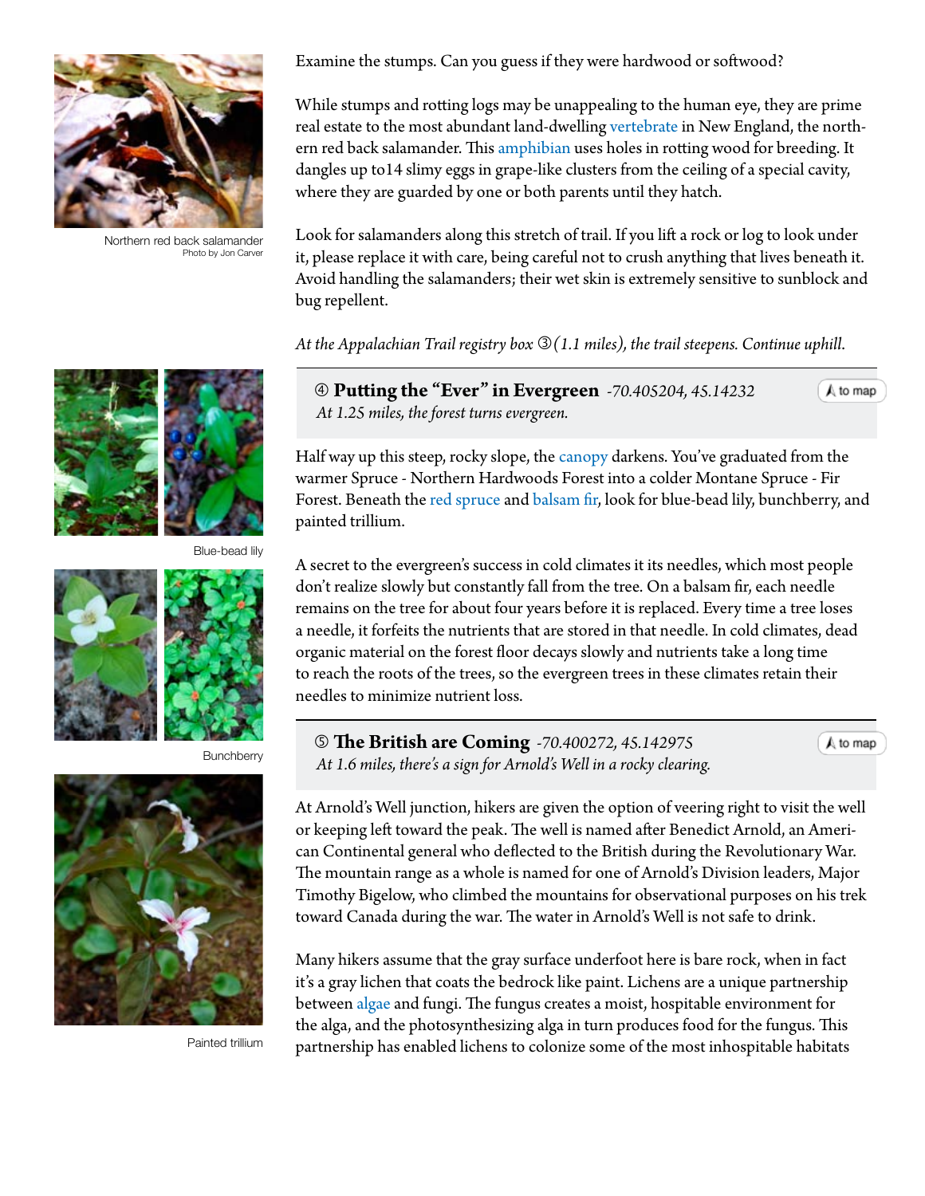Northern red back salamander
Photo by Jon Carver

Examine the stumps. Can you guess if they were hardwood or softwood?

While stumps and rotting logs may be unappealing to the human eye, they are prime real estate to the most abundant land-dwelling vertebrate in New England, the northern red back salamander. This amphibian uses holes in rotting wood for breeding. It dangles up to14 slimy eggs in grape-like clusters from the ceiling of a special cavity, where they are guarded by one or both parents until they hatch.

Look for salamanders along this stretch of trail. If you lift a rock or log to look under it, please replace it with care, being careful not to crush anything that lives beneath it. Avoid handling the salamanders; their wet skin is extremely sensitive to sunblock and bug repellent.

*At the Appalachian Trail registry box ③(1.1 miles), the trail steepens. Continue uphill.*

### ④ Putting the "Ever" in Evergreen *-70.405204, 45.14232*

*At 1.25 miles, the forest turns evergreen.*

Half way up this steep, rocky slope, the canopy darkens. You've graduated from the warmer Spruce - Northern Hardwoods Forest into a colder Montane Spruce - Fir Forest. Beneath the red spruce and balsam fir, look for blue-bead lily, bunchberry, and painted trillium.

A secret to the evergreen's success in cold climates it its needles, which most people don't realize slowly but constantly fall from the tree. On a balsam fir, each needle remains on the tree for about four years before it is replaced. Every time a tree loses a needle, it forfeits the nutrients that are stored in that needle. In cold climates, dead organic material on the forest floor decays slowly and nutrients take a long time to reach the roots of the trees, so the evergreen trees in these climates retain their needles to minimize nutrient loss.

Blue-bead lily

Bunchberry

Painted trillium

### ⑤ The British are Coming *-70.400272, 45.142975*

*At 1.6 miles, there's a sign for Arnold's Well in a rocky clearing.*

At Arnold's Well junction, hikers are given the option of veering right to visit the well or keeping left toward the peak. The well is named after Benedict Arnold, an American Continental general who deflected to the British during the Revolutionary War. The mountain range as a whole is named for one of Arnold's Division leaders, Major Timothy Bigelow, who climbed the mountains for observational purposes on his trek toward Canada during the war. The water in Arnold's Well is not safe to drink.

Many hikers assume that the gray surface underfoot here is bare rock, when in fact it's a gray lichen that coats the bedrock like paint. Lichens are a unique partnership between algae and fungi. The fungus creates a moist, hospitable environment for the alga, and the photosynthesizing alga in turn produces food for the fungus. This partnership has enabled lichens to colonize some of the most inhospitable habitats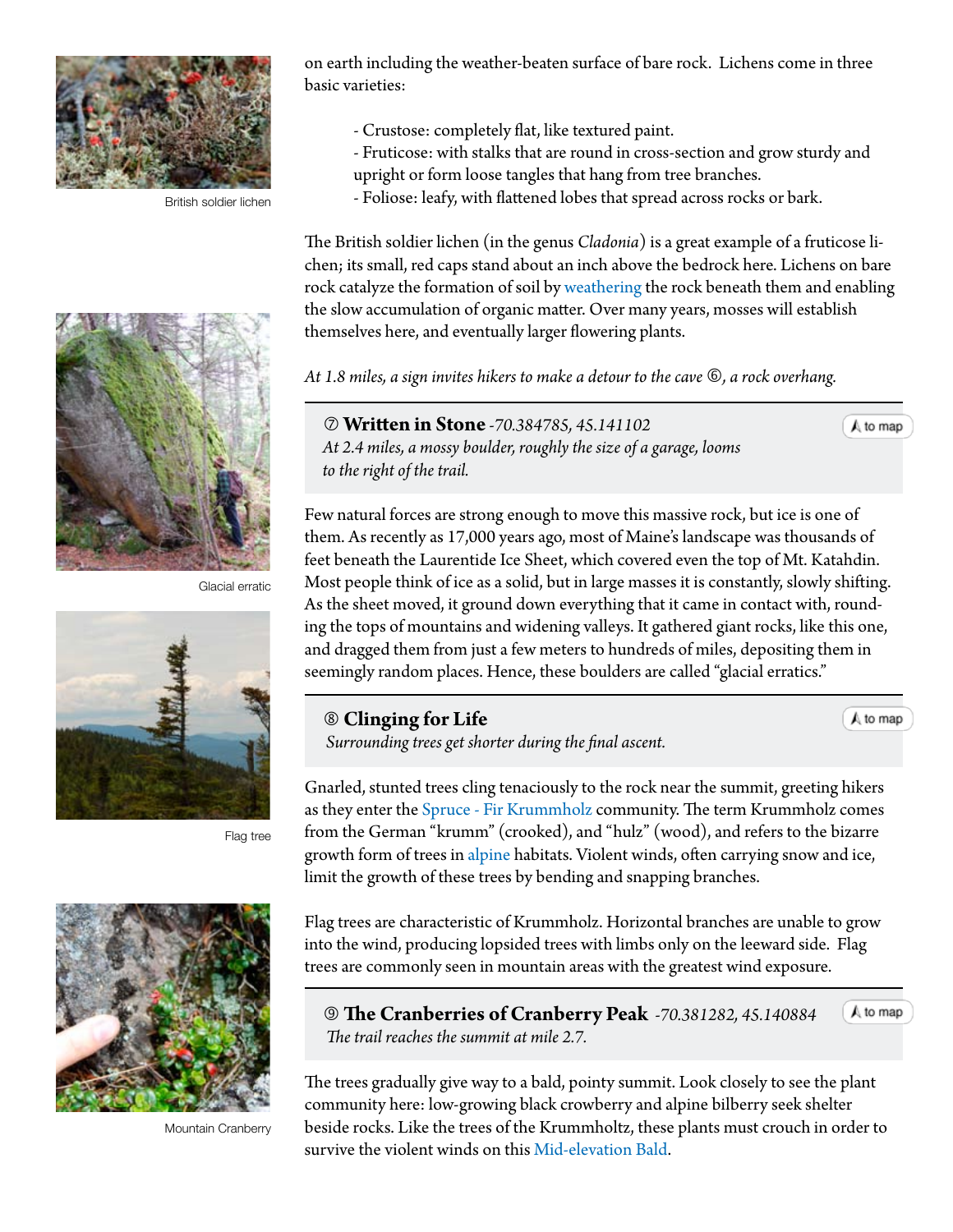British soldier lichen

on earth including the weather-beaten surface of bare rock. Lichens come in three basic varieties:

- Crustose: completely flat, like textured paint.
- Fruticose: with stalks that are round in cross-section and grow sturdy and upright or form loose tangles that hang from tree branches.
- Foliose: leafy, with flattened lobes that spread across rocks or bark.

The British soldier lichen (in the genus *Cladonia*) is a great example of a fruticose lichen; its small, red caps stand about an inch above the bedrock here. Lichens on bare rock catalyze the formation of soil by weathering the rock beneath them and enabling the slow accumulation of organic matter. Over many years, mosses will establish themselves here, and eventually larger flowering plants.

*At 1.8 miles, a sign invites hikers to make a detour to the cave ⑥, a rock overhang.*

## ⑦ Written in Stone *-70.384785, 45.141102*

to map

*At 2.4 miles, a mossy boulder, roughly the size of a garage, looms to the right of the trail.*

Glacial erratic

Few natural forces are strong enough to move this massive rock, but ice is one of them. As recently as 17,000 years ago, most of Maine's landscape was thousands of feet beneath the Laurentide Ice Sheet, which covered even the top of Mt. Katahdin. Most people think of ice as a solid, but in large masses it is constantly, slowly shifting. As the sheet moved, it ground down everything that it came in contact with, rounding the tops of mountains and widening valleys. It gathered giant rocks, like this one, and dragged them from just a few meters to hundreds of miles, depositing them in seemingly random places. Hence, these boulders are called "glacial erratics."

## ⑧ Clinging for Life

to map

*Surrounding trees get shorter during the final ascent.*

Flag tree

Gnarled, stunted trees cling tenaciously to the rock near the summit, greeting hikers as they enter the Spruce - Fir Krummholz community. The term Krummholz comes from the German "krumm" (crooked), and "hulz" (wood), and refers to the bizarre growth form of trees in alpine habitats. Violent winds, often carrying snow and ice, limit the growth of these trees by bending and snapping branches.

Flag trees are characteristic of Krummholz. Horizontal branches are unable to grow into the wind, producing lopsided trees with limbs only on the leeward side. Flag trees are commonly seen in mountain areas with the greatest wind exposure.

## ⑨ The Cranberries of Cranberry Peak *-70.381282, 45.140884*

to map

*The trail reaches the summit at mile 2.7.*

Mountain Cranberry

The trees gradually give way to a bald, pointy summit. Look closely to see the plant community here: low-growing black crowberry and alpine bilberry seek shelter beside rocks. Like the trees of the Krummholtz, these plants must crouch in order to survive the violent winds on this Mid-elevation Bald.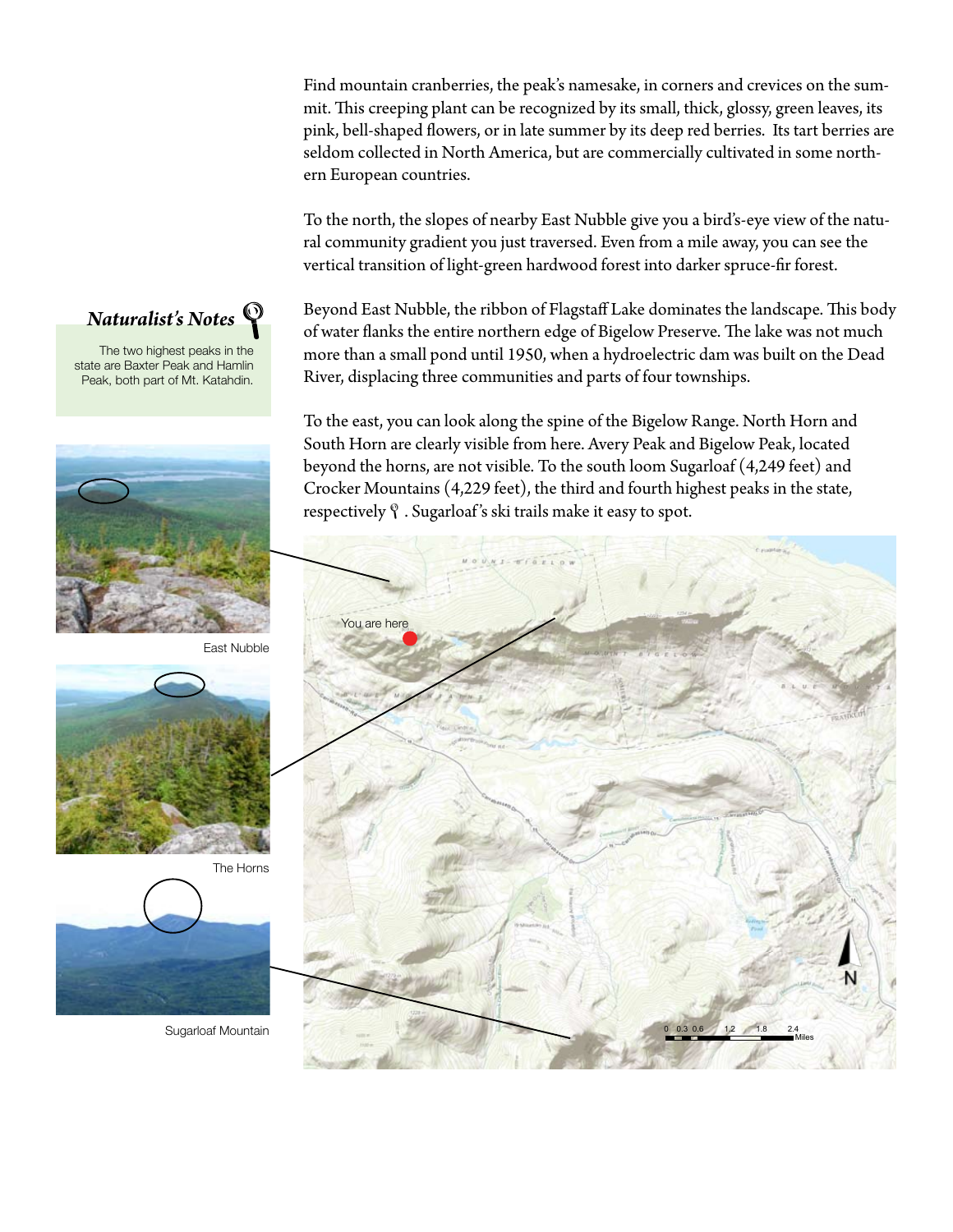Find mountain cranberries, the peak's namesake, in corners and crevices on the summit. This creeping plant can be recognized by its small, thick, glossy, green leaves, its pink, bell-shaped flowers, or in late summer by its deep red berries. Its tart berries are seldom collected in North America, but are commercially cultivated in some northern European countries.

To the north, the slopes of nearby East Nubble give you a bird's-eye view of the natural community gradient you just traversed. Even from a mile away, you can see the vertical transition of light-green hardwood forest into darker spruce-fir forest.

Beyond East Nubble, the ribbon of Flagstaff Lake dominates the landscape. This body of water flanks the entire northern edge of Bigelow Preserve. The lake was not much more than a small pond until 1950, when a hydroelectric dam was built on the Dead River, displacing three communities and parts of four townships.

To the east, you can look along the spine of the Bigelow Range. North Horn and South Horn are clearly visible from here. Avery Peak and Bigelow Peak, located beyond the horns, are not visible. To the south loom Sugarloaf (4,249 feet) and Crocker Mountains (4,229 feet), the third and fourth highest peaks in the state, respectively. Sugarloaf's ski trails make it easy to spot.

***Naturalist's Notes***

The two highest peaks in the state are Baxter Peak and Hamlin Peak, both part of Mt. Katahdin.

East Nubble

The Horns

Sugarloaf Mountain

You are here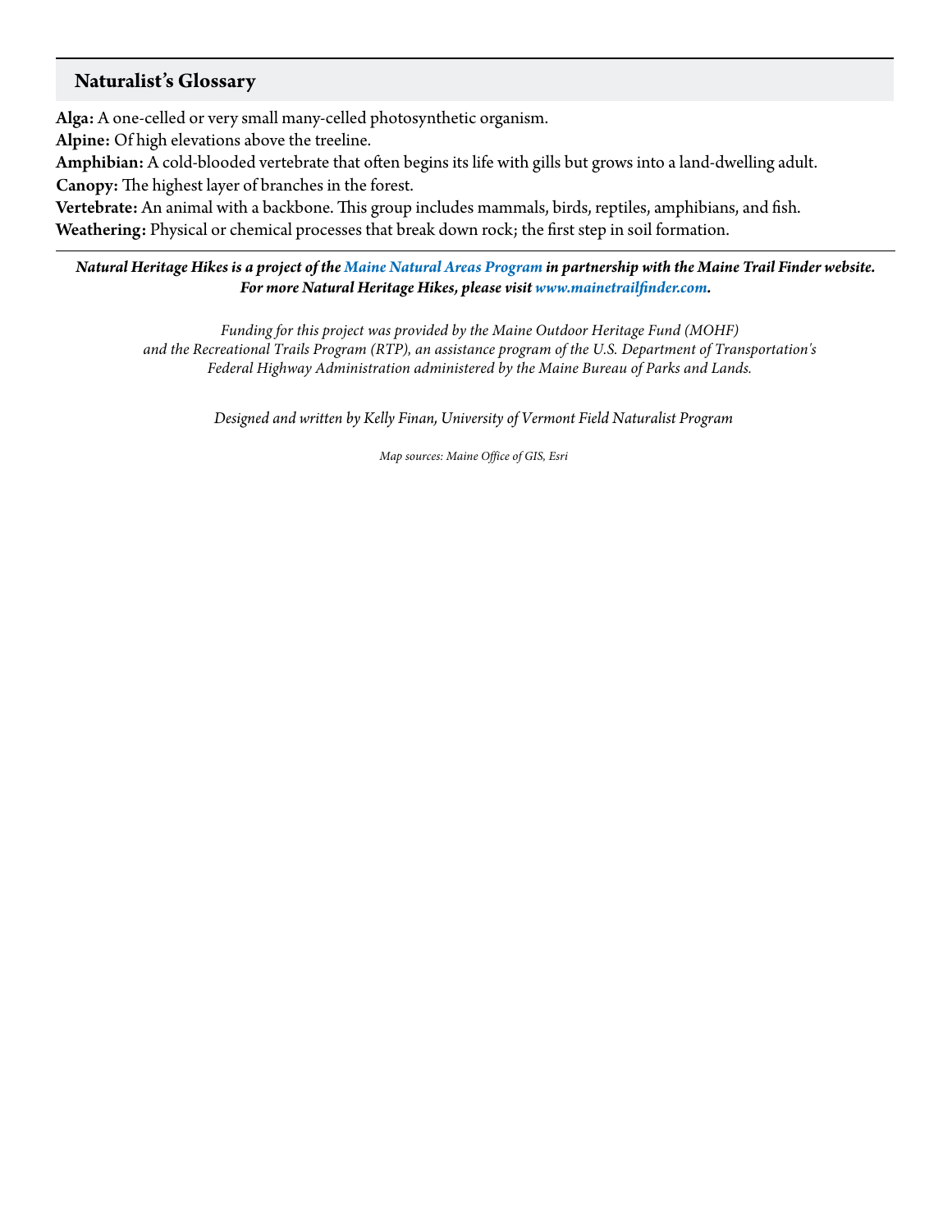## Naturalist's Glossary

**Alga:** A one-celled or very small many-celled photosynthetic organism.

**Alpine:** Of high elevations above the treeline.

**Amphibian:** A cold-blooded vertebrate that often begins its life with gills but grows into a land-dwelling adult.

**Canopy:** The highest layer of branches in the forest.

**Vertebrate:** An animal with a backbone. This group includes mammals, birds, reptiles, amphibians, and fish.

**Weathering:** Physical or chemical processes that break down rock; the first step in soil formation.

---

***Natural Heritage Hikes is a project of the Maine Natural Areas Program in partnership with the Maine Trail Finder website. For more Natural Heritage Hikes, please visit www.mainetrailfinder.com.***

*Funding for this project was provided by the Maine Outdoor Heritage Fund (MOHF) and the Recreational Trails Program (RTP), an assistance program of the U.S. Department of Transportation's Federal Highway Administration administered by the Maine Bureau of Parks and Lands.*

*Designed and written by Kelly Finan, University of Vermont Field Naturalist Program*

*Map sources: Maine Office of GIS, Esri*